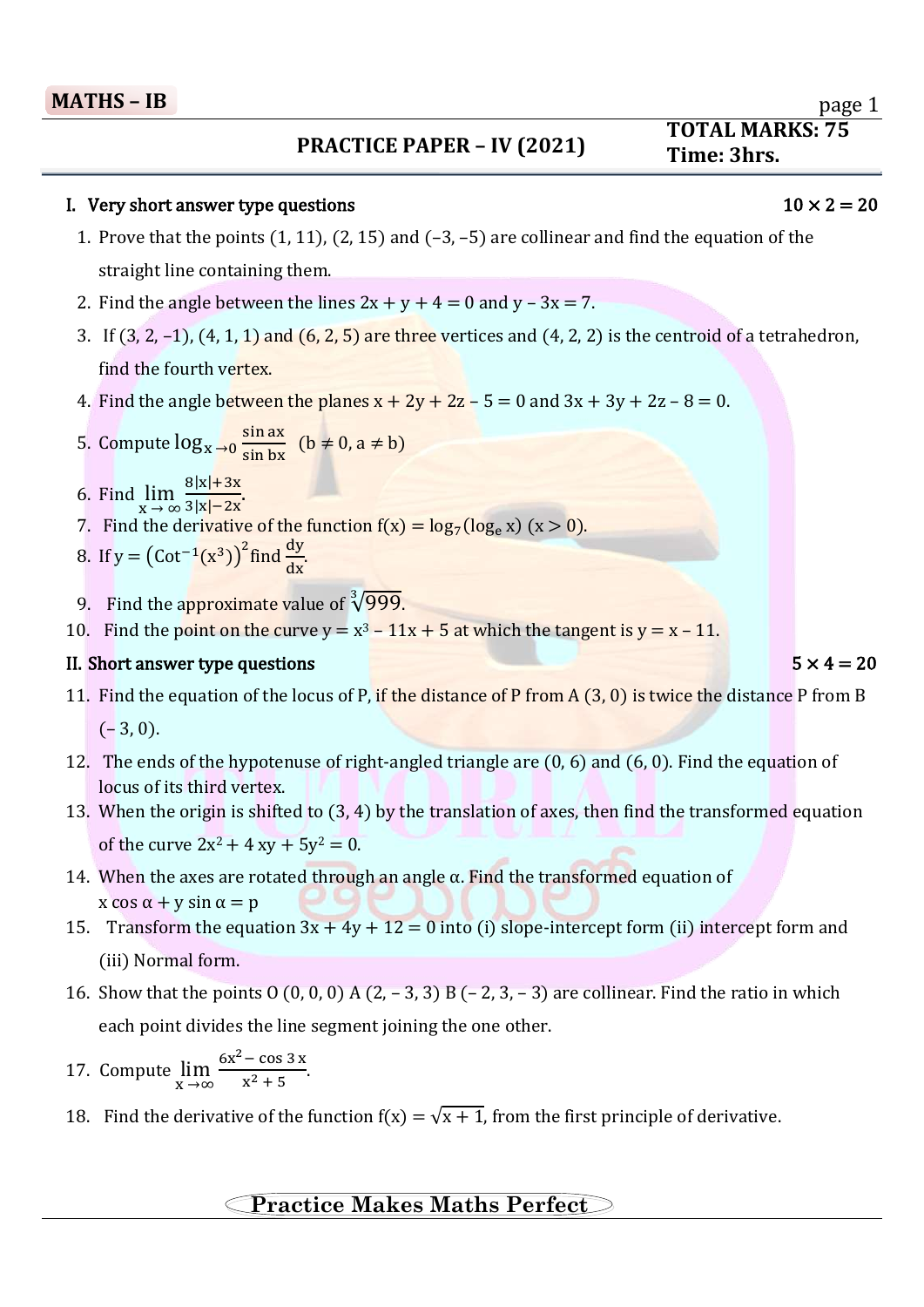**MATHS – IB**

## PRACTICE PAPER – IV (2021)

**TOTAL MARKS: 75**
**Time: 3hrs.**

### I. Very short answer type questions $\quad 10 \times 2 = 20$

1. Prove that the points (1, 11), (2, 15) and (–3, –5) are collinear and find the equation of the straight line containing them.
2. Find the angle between the lines $2x + y + 4 = 0$ and $y - 3x = 7$.
3. If (3, 2, –1), (4, 1, 1) and (6, 2, 5) are three vertices and (4, 2, 2) is the centroid of a tetrahedron, find the fourth vertex.
4. Find the angle between the planes $x + 2y + 2z - 5 = 0$ and $3x + 3y + 2z - 8 = 0$.
5. Compute $\log_{x \to 0} \frac{\sin ax}{\sin bx}$ $(b \neq 0, a \neq b)$
6. Find $\lim_{x \to \infty} \frac{8|x|+3x}{3|x|-2x}$.
7. Find the derivative of the function $f(x) = \log_7(\log_e x)$ $(x > 0)$.
8. If $y = \left(\text{Cot}^{-1}(x^3)\right)^2$ find $\frac{dy}{dx}$.
9. Find the approximate value of $\sqrt[3]{999}$.
10. Find the point on the curve $y = x^3 - 11x + 5$ at which the tangent is $y = x - 11$.

### II. Short answer type questions $\quad 5 \times 4 = 20$

11. Find the equation of the locus of P, if the distance of P from A (3, 0) is twice the distance P from B (– 3, 0).
12. The ends of the hypotenuse of right-angled triangle are (0, 6) and (6, 0). Find the equation of locus of its third vertex.
13. When the origin is shifted to (3, 4) by the translation of axes, then find the transformed equation of the curve $2x^2 + 4xy + 5y^2 = 0$.
14. When the axes are rotated through an angle α. Find the transformed equation of $x \cos \alpha + y \sin \alpha = p$
15. Transform the equation $3x + 4y + 12 = 0$ into (i) slope-intercept form (ii) intercept form and (iii) Normal form.
16. Show that the points O (0, 0, 0) A (2, – 3, 3) B (– 2, 3, – 3) are collinear. Find the ratio in which each point divides the line segment joining the one other.
17. Compute $\lim_{x \to \infty} \frac{6x^2 - \cos 3x}{x^2 + 5}$.
18. Find the derivative of the function $f(x) = \sqrt{x + 1}$, from the first principle of derivative.

Practice Makes Maths Perfect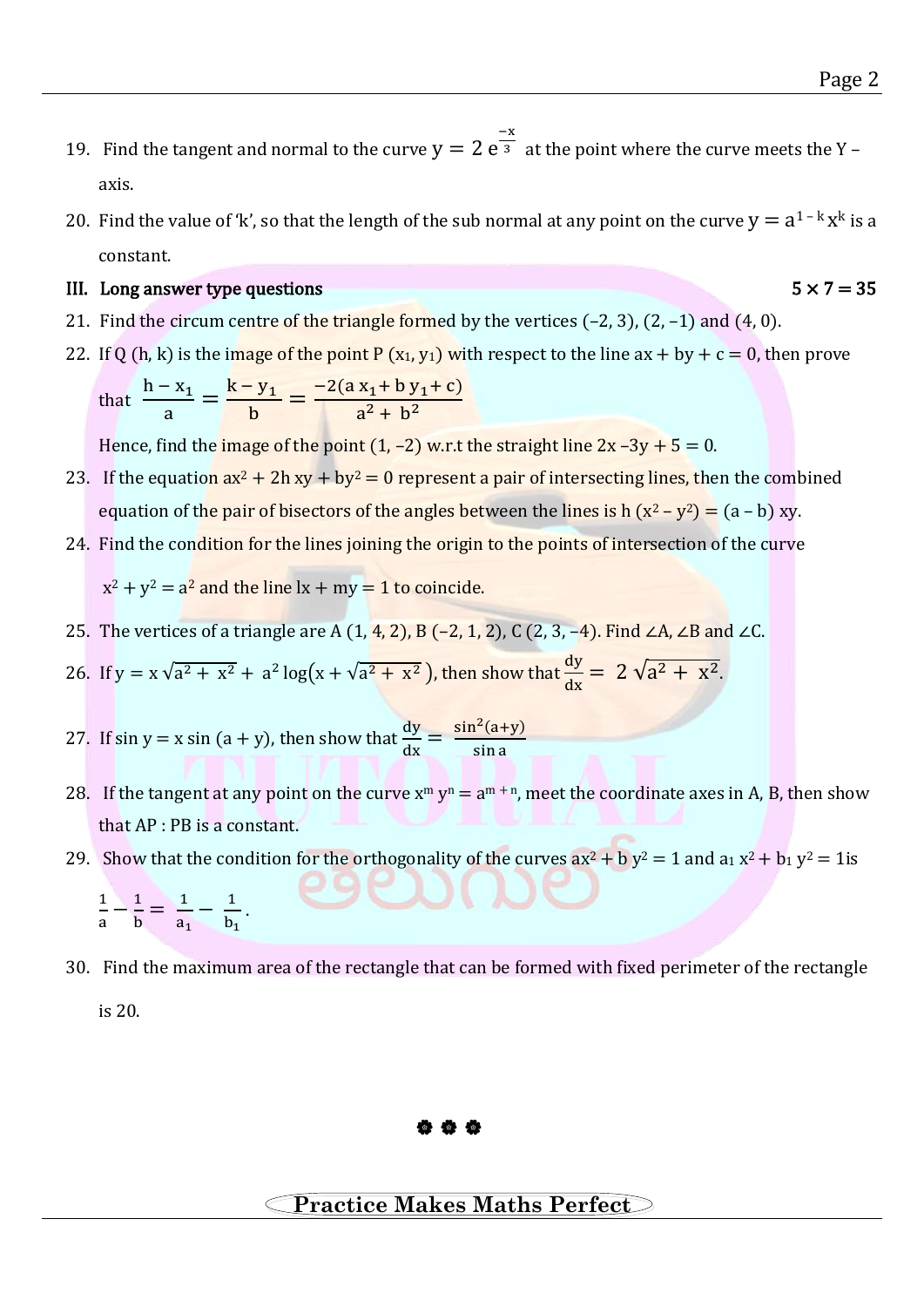19. Find the tangent and normal to the curve $y = 2\,e^{\frac{-x}{3}}$ at the point where the curve meets the Y – axis.

20. Find the value of 'k', so that the length of the sub normal at any point on the curve $y = a^{1-k}x^k$ is a constant.

**III. Long answer type questions** **5 × 7 = 35**

21. Find the circum centre of the triangle formed by the vertices (–2, 3), (2, –1) and (4, 0).

22. If Q (h, k) is the image of the point P ($x_1$, $y_1$) with respect to the line $ax + by + c = 0$, then prove that $\frac{h - x_1}{a} = \frac{k - y_1}{b} = \frac{-2(a\,x_1 + b\,y_1 + c)}{a^2 + b^2}$

    Hence, find the image of the point (1, –2) w.r.t the straight line $2x - 3y + 5 = 0$.

23. If the equation $ax^2 + 2h\,xy + by^2 = 0$ represent a pair of intersecting lines, then the combined equation of the pair of bisectors of the angles between the lines is $h\,(x^2 - y^2) = (a - b)\,xy$.

24. Find the condition for the lines joining the origin to the points of intersection of the curve $x^2 + y^2 = a^2$ and the line $lx + my = 1$ to coincide.

25. The vertices of a triangle are A (1, 4, 2), B (–2, 1, 2), C (2, 3, –4). Find ∠A, ∠B and ∠C.

26. If $y = x\sqrt{a^2 + x^2} + a^2\log\left(x + \sqrt{a^2 + x^2}\right)$, then show that $\frac{dy}{dx} = 2\sqrt{a^2 + x^2}$.

27. If $\sin y = x\sin(a + y)$, then show that $\frac{dy}{dx} = \frac{\sin^2(a+y)}{\sin a}$

28. If the tangent at any point on the curve $x^m y^n = a^{m+n}$, meet the coordinate axes in A, B, then show that AP : PB is a constant.

29. Show that the condition for the orthogonality of the curves $ax^2 + b\,y^2 = 1$ and $a_1\,x^2 + b_1\,y^2 = 1$ is $\frac{1}{a} - \frac{1}{b} = \frac{1}{a_1} - \frac{1}{b_1}$.

30. Find the maximum area of the rectangle that can be formed with fixed perimeter of the rectangle is 20.

❁ ❁ ❁

**Practice Makes Maths Perfect**